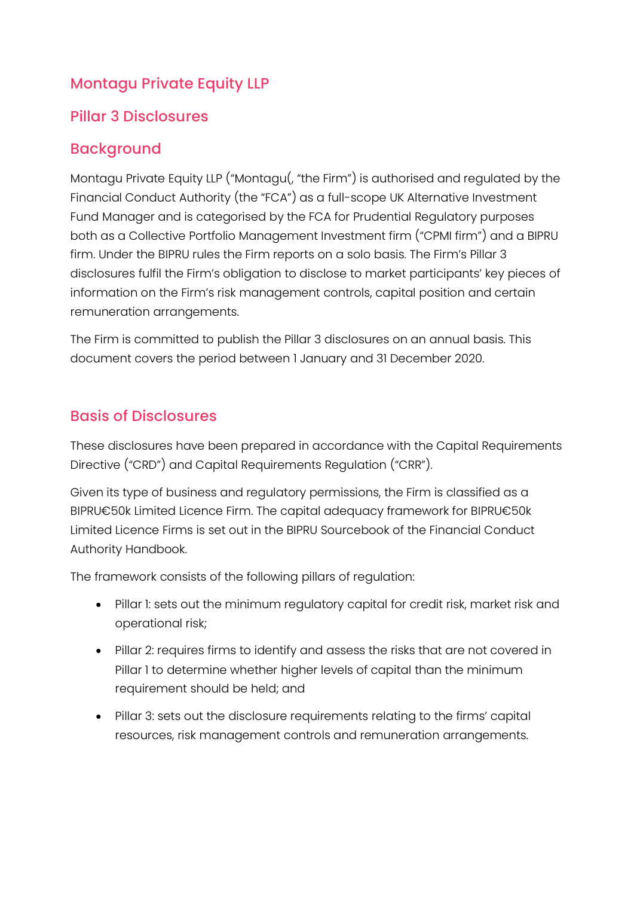# Montagu Private Equity LLP

## Pillar 3 Disclosures

## Background

Montagu Private Equity LLP ("Montagu(, "the Firm") is authorised and regulated by the Financial Conduct Authority (the "FCA") as a full-scope UK Alternative Investment Fund Manager and is categorised by the FCA for Prudential Regulatory purposes both as a Collective Portfolio Management Investment firm ("CPMI firm") and a BIPRU firm. Under the BIPRU rules the Firm reports on a solo basis. The Firm's Pillar 3 disclosures fulfil the Firm's obligation to disclose to market participants' key pieces of information on the Firm's risk management controls, capital position and certain remuneration arrangements.

The Firm is committed to publish the Pillar 3 disclosures on an annual basis. This document covers the period between 1 January and 31 December 2020.

## Basis of Disclosures

These disclosures have been prepared in accordance with the Capital Requirements Directive ("CRD") and Capital Requirements Regulation ("CRR").

Given its type of business and regulatory permissions, the Firm is classified as a BIPRU€50k Limited Licence Firm. The capital adequacy framework for BIPRU€50k Limited Licence Firms is set out in the BIPRU Sourcebook of the Financial Conduct Authority Handbook.

The framework consists of the following pillars of regulation:

- Pillar 1: sets out the minimum regulatory capital for credit risk, market risk and operational risk;
- Pillar 2: requires firms to identify and assess the risks that are not covered in Pillar 1 to determine whether higher levels of capital than the minimum requirement should be held; and
- Pillar 3: sets out the disclosure requirements relating to the firms' capital resources, risk management controls and remuneration arrangements.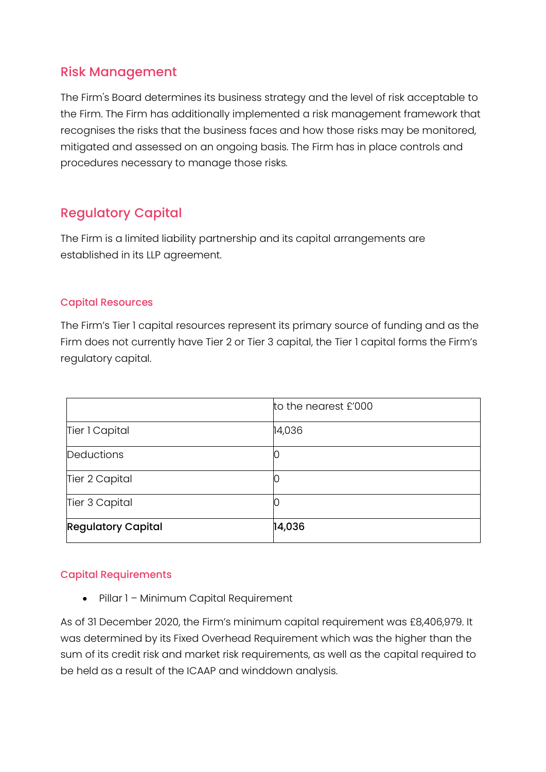## Risk Management

The Firm's Board determines its business strategy and the level of risk acceptable to the Firm. The Firm has additionally implemented a risk management framework that recognises the risks that the business faces and how those risks may be monitored, mitigated and assessed on an ongoing basis. The Firm has in place controls and procedures necessary to manage those risks.

## Regulatory Capital

The Firm is a limited liability partnership and its capital arrangements are established in its LLP agreement.

### Capital Resources

The Firm's Tier 1 capital resources represent its primary source of funding and as the Firm does not currently have Tier 2 or Tier 3 capital, the Tier 1 capital forms the Firm's regulatory capital.

| | to the nearest £'000 |
|---|---|
| Tier 1 Capital | 14,036 |
| Deductions | 0 |
| Tier 2 Capital | 0 |
| Tier 3 Capital | 0 |
| **Regulatory Capital** | **14,036** |

### Capital Requirements

- Pillar 1 – Minimum Capital Requirement

As of 31 December 2020, the Firm's minimum capital requirement was £8,406,979. It was determined by its Fixed Overhead Requirement which was the higher than the sum of its credit risk and market risk requirements, as well as the capital required to be held as a result of the ICAAP and winddown analysis.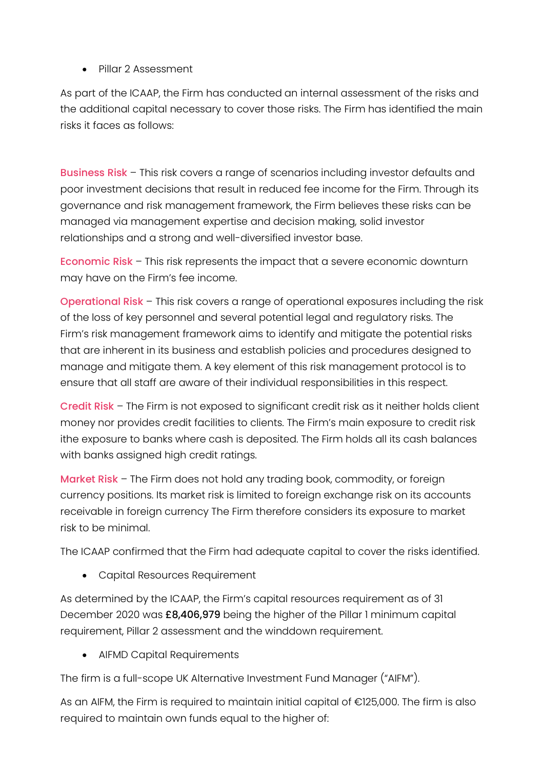- Pillar 2 Assessment

As part of the ICAAP, the Firm has conducted an internal assessment of the risks and the additional capital necessary to cover those risks. The Firm has identified the main risks it faces as follows:

Business Risk – This risk covers a range of scenarios including investor defaults and poor investment decisions that result in reduced fee income for the Firm. Through its governance and risk management framework, the Firm believes these risks can be managed via management expertise and decision making, solid investor relationships and a strong and well-diversified investor base.

Economic Risk – This risk represents the impact that a severe economic downturn may have on the Firm's fee income.

Operational Risk – This risk covers a range of operational exposures including the risk of the loss of key personnel and several potential legal and regulatory risks. The Firm's risk management framework aims to identify and mitigate the potential risks that are inherent in its business and establish policies and procedures designed to manage and mitigate them. A key element of this risk management protocol is to ensure that all staff are aware of their individual responsibilities in this respect.

Credit Risk – The Firm is not exposed to significant credit risk as it neither holds client money nor provides credit facilities to clients. The Firm's main exposure to credit risk ithe exposure to banks where cash is deposited. The Firm holds all its cash balances with banks assigned high credit ratings.

Market Risk – The Firm does not hold any trading book, commodity, or foreign currency positions. Its market risk is limited to foreign exchange risk on its accounts receivable in foreign currency The Firm therefore considers its exposure to market risk to be minimal.

The ICAAP confirmed that the Firm had adequate capital to cover the risks identified.

- Capital Resources Requirement

As determined by the ICAAP, the Firm's capital resources requirement as of 31 December 2020 was **£8,406,979** being the higher of the Pillar 1 minimum capital requirement, Pillar 2 assessment and the winddown requirement.

- AIFMD Capital Requirements

The firm is a full-scope UK Alternative Investment Fund Manager ("AIFM").

As an AIFM, the Firm is required to maintain initial capital of €125,000. The firm is also required to maintain own funds equal to the higher of: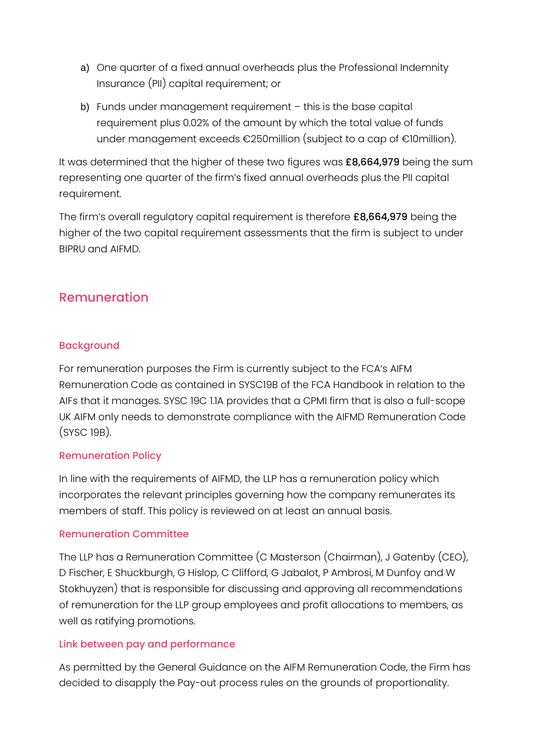a) One quarter of a fixed annual overheads plus the Professional Indemnity Insurance (PII) capital requirement; or

b) Funds under management requirement – this is the base capital requirement plus 0.02% of the amount by which the total value of funds under management exceeds €250million (subject to a cap of €10million).

It was determined that the higher of these two figures was **£8,664,979** being the sum representing one quarter of the firm's fixed annual overheads plus the PII capital requirement.

The firm's overall regulatory capital requirement is therefore **£8,664,979** being the higher of the two capital requirement assessments that the firm is subject to under BIPRU and AIFMD.

## Remuneration

### Background

For remuneration purposes the Firm is currently subject to the FCA's AIFM Remuneration Code as contained in SYSC19B of the FCA Handbook in relation to the AIFs that it manages. SYSC 19C 1.1A provides that a CPMI firm that is also a full-scope UK AIFM only needs to demonstrate compliance with the AIFMD Remuneration Code (SYSC 19B).

### Remuneration Policy

In line with the requirements of AIFMD, the LLP has a remuneration policy which incorporates the relevant principles governing how the company remunerates its members of staff. This policy is reviewed on at least an annual basis.

### Remuneration Committee

The LLP has a Remuneration Committee (C Masterson (Chairman), J Gatenby (CEO), D Fischer, E Shuckburgh, G Hislop, C Clifford, G Jabalot, P Ambrosi, M Dunfoy and W Stokhuyzen) that is responsible for discussing and approving all recommendations of remuneration for the LLP group employees and profit allocations to members, as well as ratifying promotions.

### Link between pay and performance

As permitted by the General Guidance on the AIFM Remuneration Code, the Firm has decided to disapply the Pay-out process rules on the grounds of proportionality.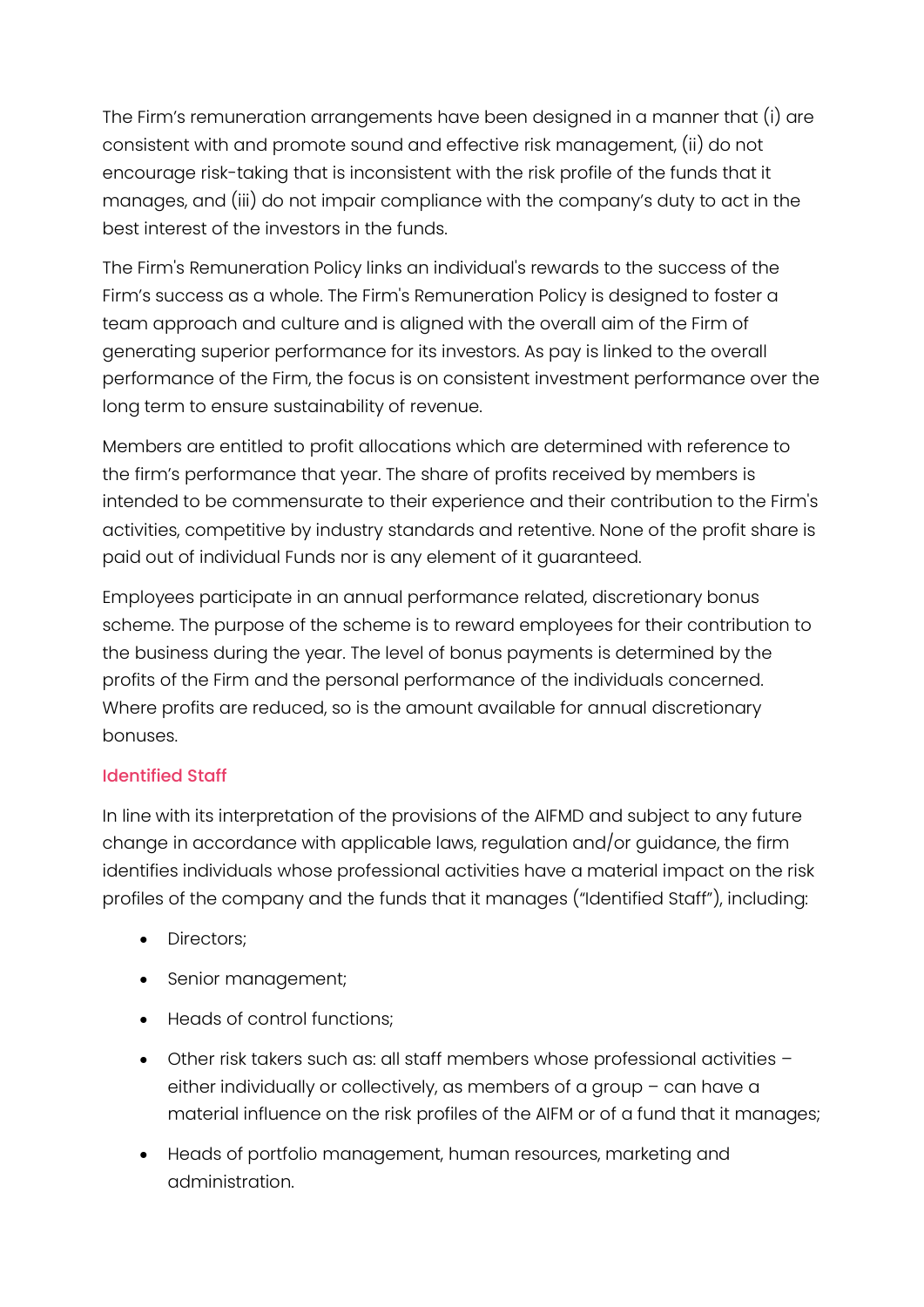The Firm's remuneration arrangements have been designed in a manner that (i) are consistent with and promote sound and effective risk management, (ii) do not encourage risk-taking that is inconsistent with the risk profile of the funds that it manages, and (iii) do not impair compliance with the company's duty to act in the best interest of the investors in the funds.

The Firm's Remuneration Policy links an individual's rewards to the success of the Firm's success as a whole. The Firm's Remuneration Policy is designed to foster a team approach and culture and is aligned with the overall aim of the Firm of generating superior performance for its investors. As pay is linked to the overall performance of the Firm, the focus is on consistent investment performance over the long term to ensure sustainability of revenue.

Members are entitled to profit allocations which are determined with reference to the firm's performance that year. The share of profits received by members is intended to be commensurate to their experience and their contribution to the Firm's activities, competitive by industry standards and retentive. None of the profit share is paid out of individual Funds nor is any element of it guaranteed.

Employees participate in an annual performance related, discretionary bonus scheme. The purpose of the scheme is to reward employees for their contribution to the business during the year. The level of bonus payments is determined by the profits of the Firm and the personal performance of the individuals concerned. Where profits are reduced, so is the amount available for annual discretionary bonuses.

## Identified Staff

In line with its interpretation of the provisions of the AIFMD and subject to any future change in accordance with applicable laws, regulation and/or guidance, the firm identifies individuals whose professional activities have a material impact on the risk profiles of the company and the funds that it manages ("Identified Staff"), including:

- Directors;
- Senior management;
- Heads of control functions;
- Other risk takers such as: all staff members whose professional activities – either individually or collectively, as members of a group – can have a material influence on the risk profiles of the AIFM or of a fund that it manages;
- Heads of portfolio management, human resources, marketing and administration.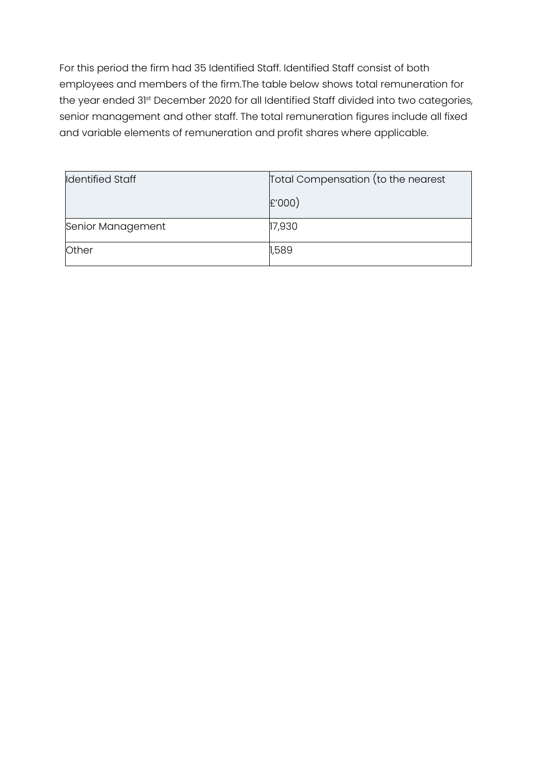For this period the firm had 35 Identified Staff. Identified Staff consist of both employees and members of the firm.The table below shows total remuneration for the year ended 31st December 2020 for all Identified Staff divided into two categories, senior management and other staff. The total remuneration figures include all fixed and variable elements of remuneration and profit shares where applicable.

| Identified Staff | Total Compensation (to the nearest £'000) |
|---|---|
| Senior Management | 17,930 |
| Other | 1,589 |